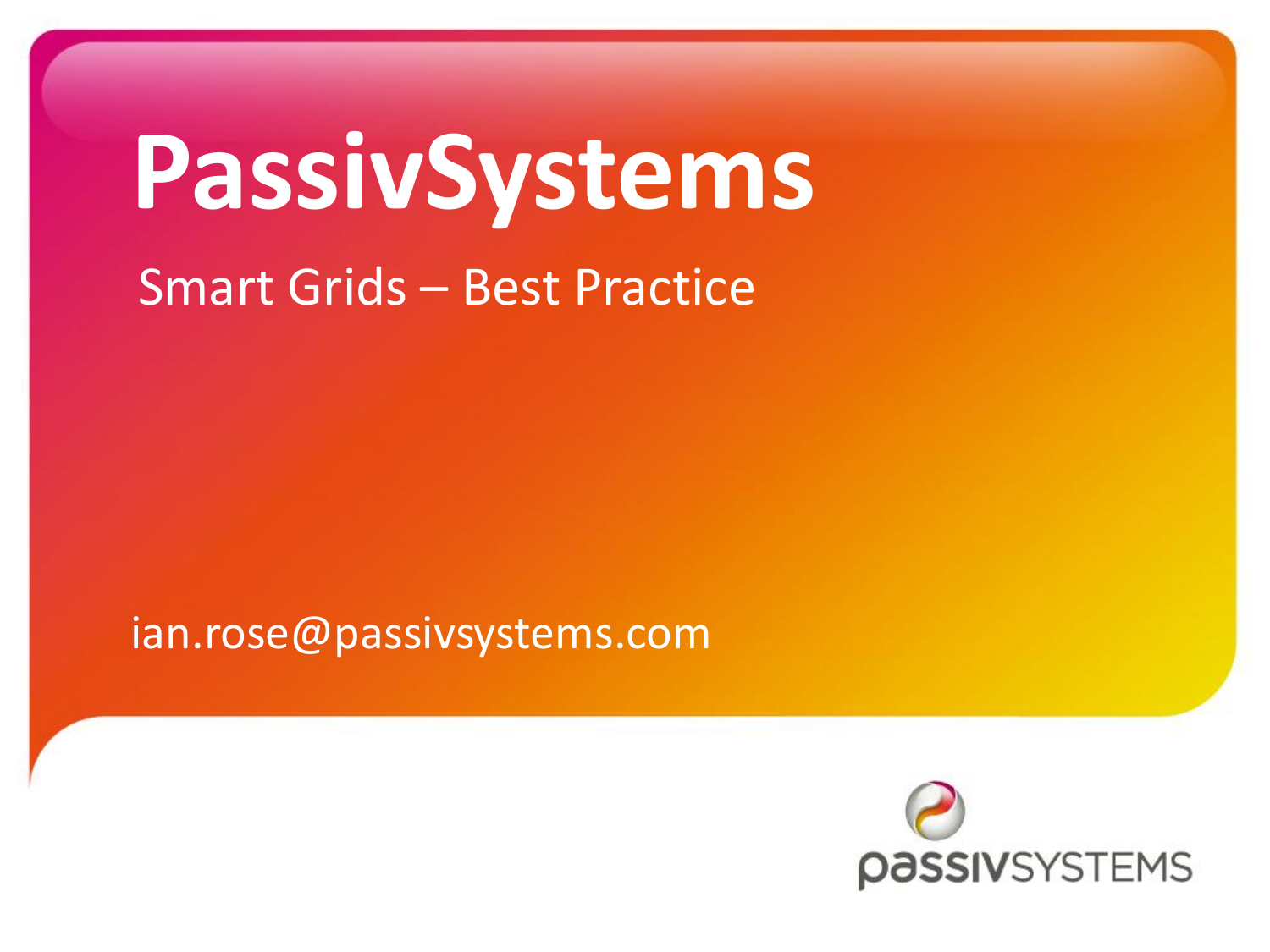# PassivSystems

Smart Grids – Best Practice

ian.rose@passivsystems.com

passivSYSTEMS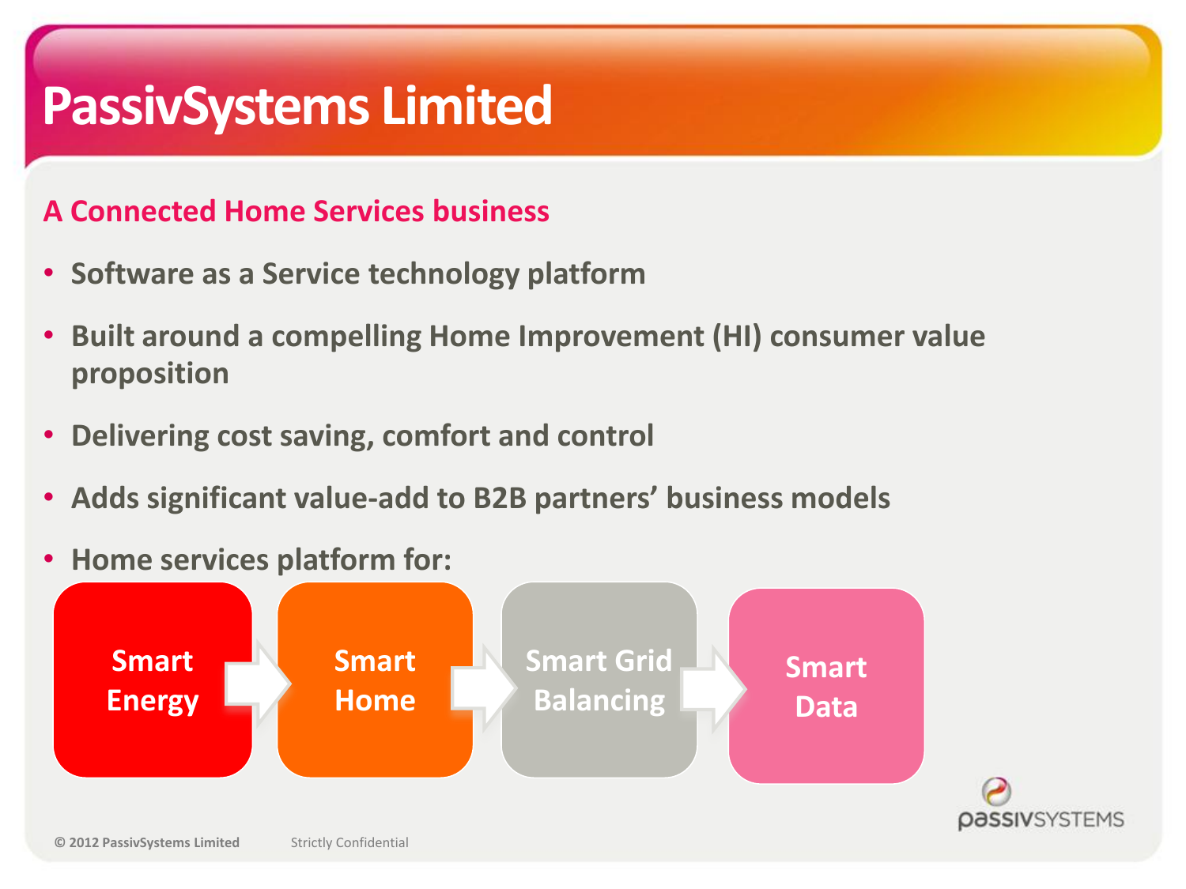# PassivSystems Limited

## A Connected Home Services business

- Software as a Service technology platform
- Built around a compelling Home Improvement (HI) consumer value proposition
- Delivering cost saving, comfort and control
- Adds significant value-add to B2B partners' business models
- Home services platform for:

Smart Energy → Smart Home → Smart Grid Balancing → Smart Data

© 2012 PassivSystems Limited Strictly Confidential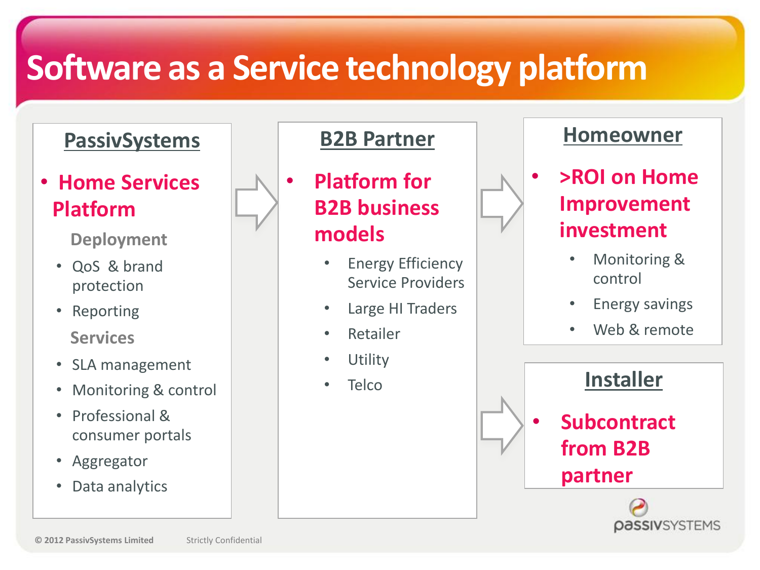# Software as a Service technology platform

## PassivSystems

- **Home Services Platform**

**Deployment**

- QoS & brand protection
- Reporting

**Services**

- SLA management
- Monitoring & control
- Professional & consumer portals
- Aggregator
- Data analytics

## B2B Partner

- **Platform for B2B business models**
  - Energy Efficiency Service Providers
  - Large HI Traders
  - Retailer
  - Utility
  - Telco

## Homeowner

- **>ROI on Home Improvement investment**
  - Monitoring & control
  - Energy savings
  - Web & remote

## Installer

- **Subcontract from B2B partner**

© 2012 PassivSystems Limited Strictly Confidential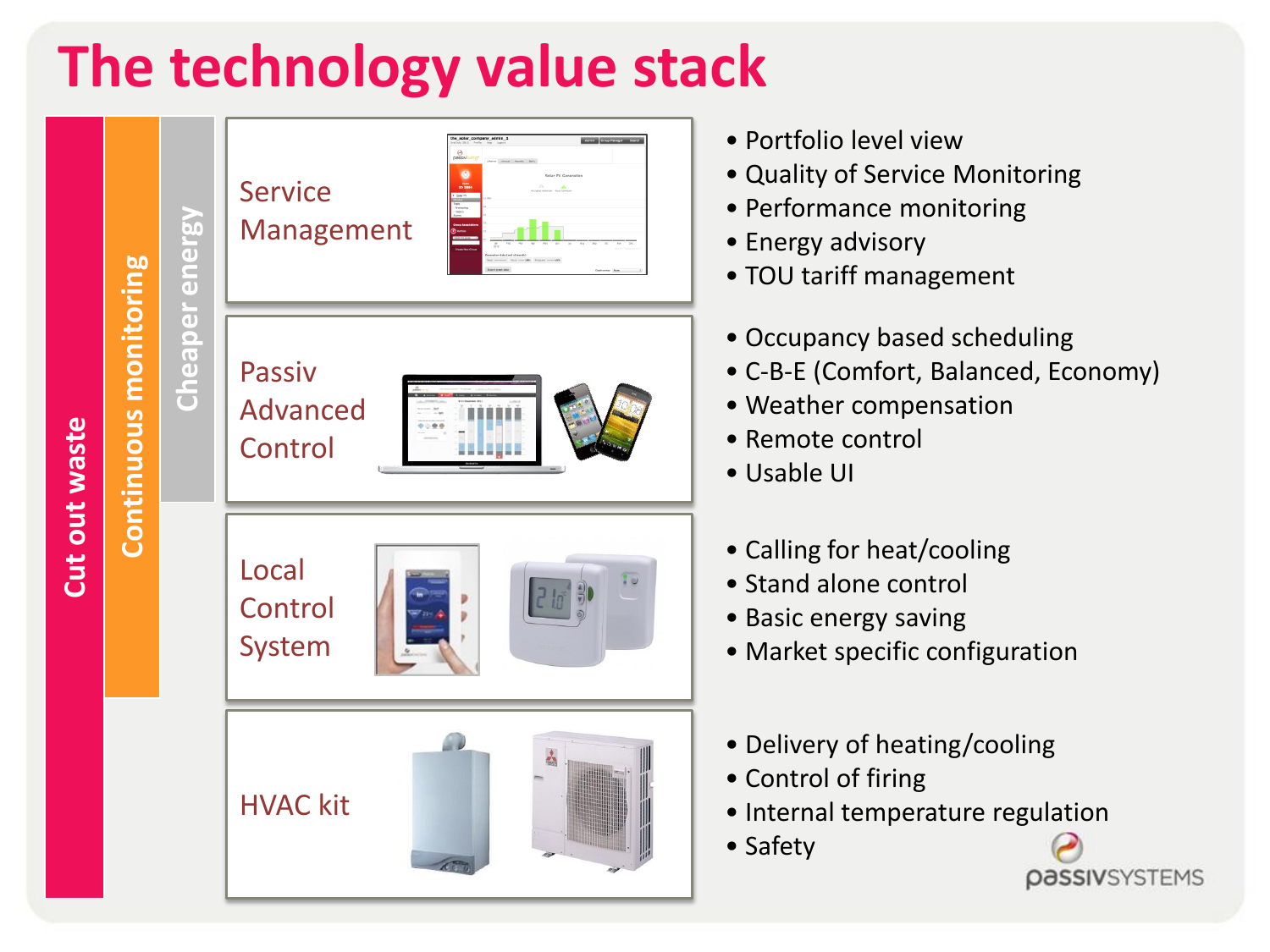# The technology value stack

Cut out waste | Continuous monitoring | Cheaper energy

## Service Management

- Portfolio level view
- Quality of Service Monitoring
- Performance monitoring
- Energy advisory
- TOU tariff management

## Passiv Advanced Control

- Occupancy based scheduling
- C-B-E (Comfort, Balanced, Economy)
- Weather compensation
- Remote control
- Usable UI

## Local Control System

- Calling for heat/cooling
- Stand alone control
- Basic energy saving
- Market specific configuration

## HVAC kit

- Delivery of heating/cooling
- Control of firing
- Internal temperature regulation
- Safety

passivSYSTEMS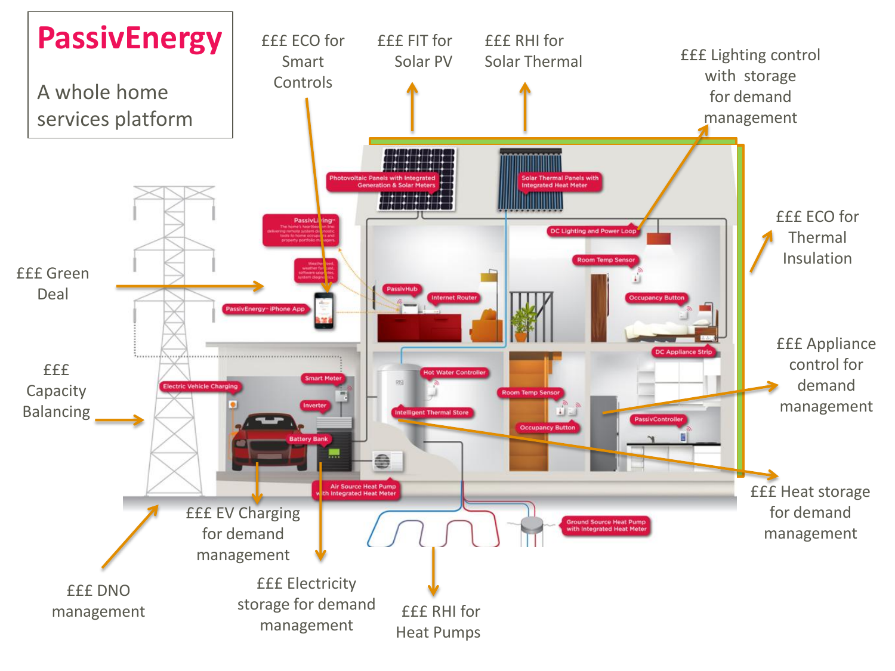# PassivEnergy

A whole home services platform

£££ ECO for Smart Controls

£££ FIT for Solar PV

£££ RHI for Solar Thermal

£££ Lighting control with storage for demand management

£££ ECO for Thermal Insulation

£££ Green Deal

£££ Capacity Balancing

£££ Appliance control for demand management

£££ Heat storage for demand management

£££ EV Charging for demand management

£££ DNO management

£££ Electricity storage for demand management

£££ RHI for Heat Pumps

Photovoltaic Panels with Integrated Generation & Solar Meters

Solar Thermal Panels with Integrated Heat Meter

PassivLiving™

PassivEnergy™ iPhone App

PassivHub

Internet Router

DC Lighting and Power Loop

Room Temp Sensor

Occupancy Button

DC Appliance Strip

Electric Vehicle Charging

Smart Meter

Inverter

Battery Bank

Hot Water Controller

Intelligent Thermal Store

Room Temp Sensor

Occupancy Button

PassivController

Air Source Heat Pump with Integrated Heat Meter

Ground Source Heat Pump with Integrated Heat Meter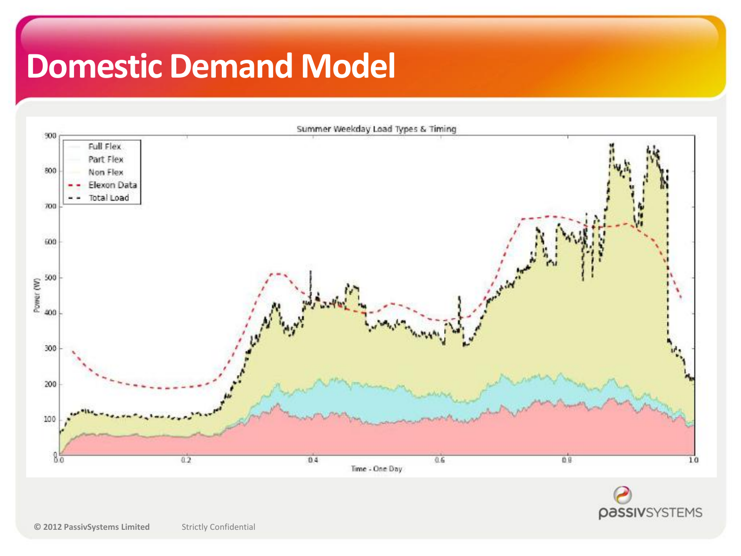# Domestic Demand Model

Summer Weekday Load Types & Timing

- Full Flex
- Part Flex
- Non Flex
- Elexon Data
- Total Load

Power (W)

Time - One Day

© 2012 PassivSystems Limited Strictly Confidential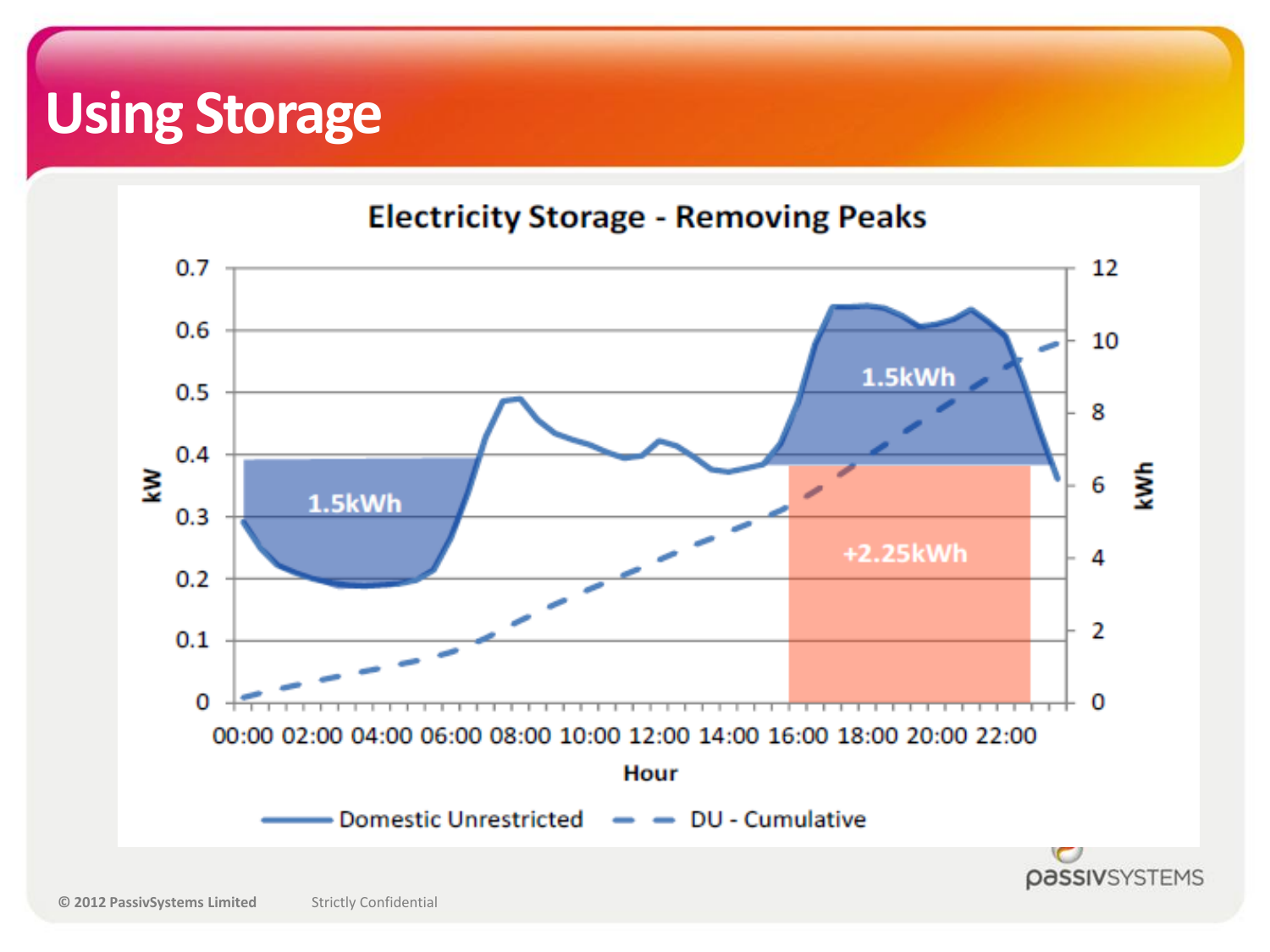# Using Storage

## Electricity Storage - Removing Peaks

- 1.5kWh
- 1.5kWh
- +2.25kWh

Y-axis (left): kW — 0, 0.1, 0.2, 0.3, 0.4, 0.5, 0.6, 0.7

Y-axis (right): kWh — 0, 2, 4, 6, 8, 10, 12

X-axis: Hour — 00:00, 02:00, 04:00, 06:00, 08:00, 10:00, 12:00, 14:00, 16:00, 18:00, 20:00, 22:00

Legend: Domestic Unrestricted; DU - Cumulative

© 2012 PassivSystems Limited    Strictly Confidential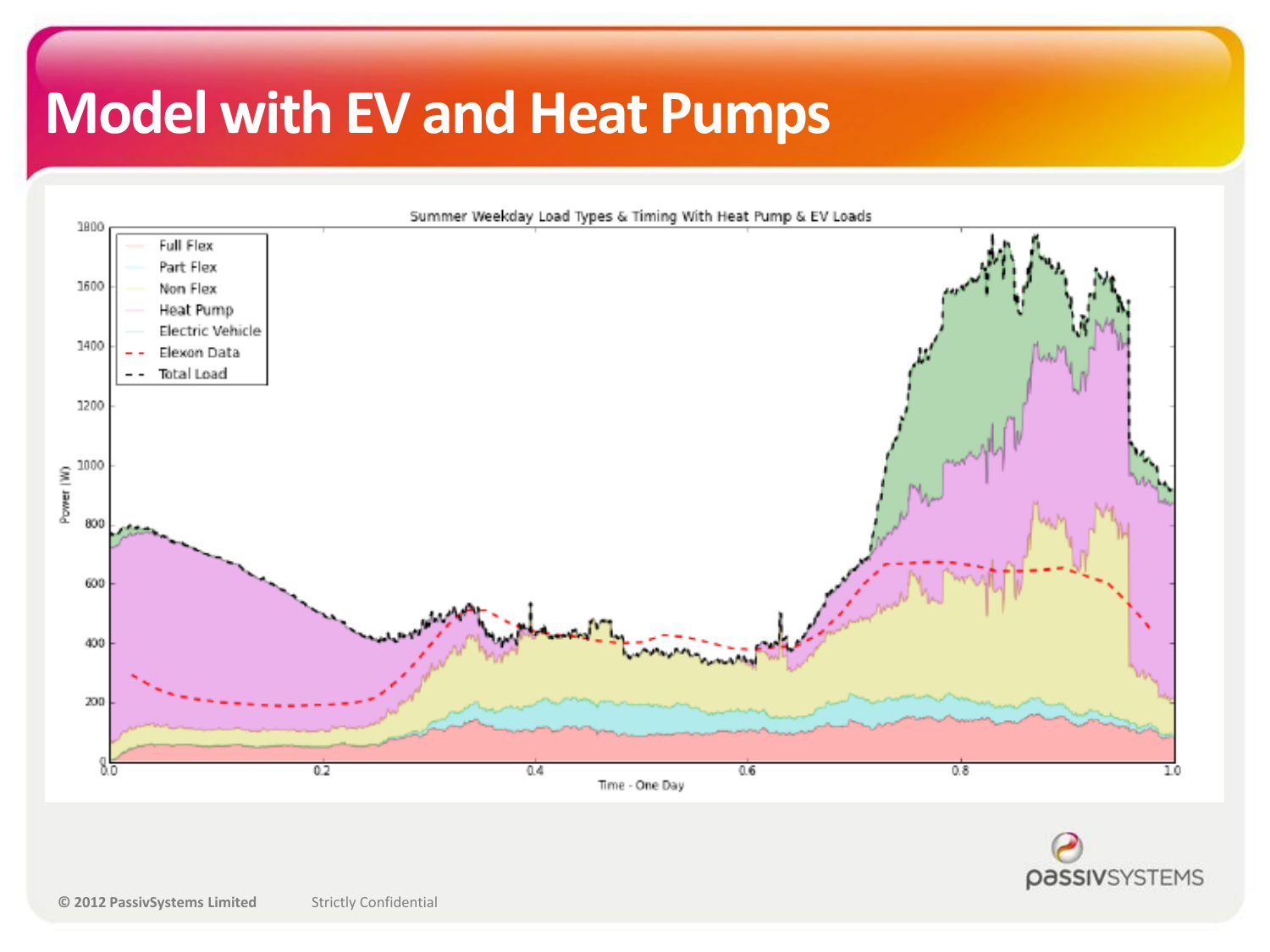# Model with EV and Heat Pumps

Summer Weekday Load Types & Timing With Heat Pump & EV Loads

- Full Flex
- Part Flex
- Non Flex
- Heat Pump
- Electric Vehicle
- Elexon Data
- Total Load

Power (W)

Time - One Day

© 2012 PassivSystems Limited Strictly Confidential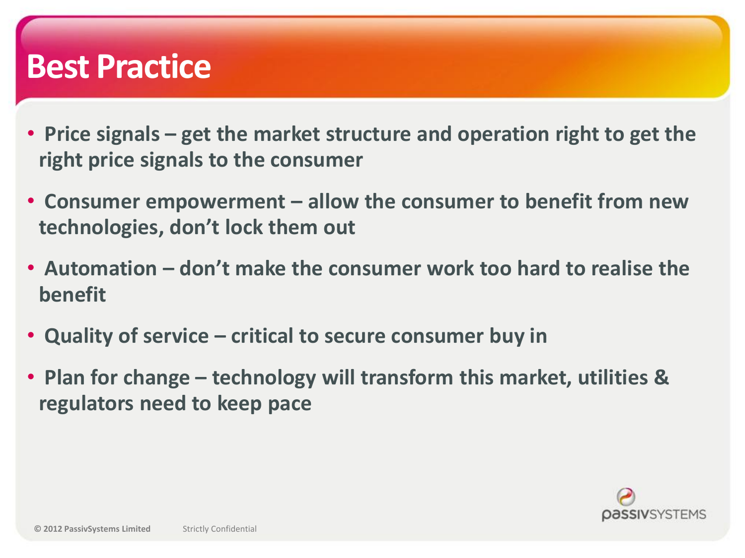# Best Practice

- **Price signals – get the market structure and operation right to get the right price signals to the consumer**
- **Consumer empowerment – allow the consumer to benefit from new technologies, don't lock them out**
- **Automation – don't make the consumer work too hard to realise the benefit**
- **Quality of service – critical to secure consumer buy in**
- **Plan for change – technology will transform this market, utilities & regulators need to keep pace**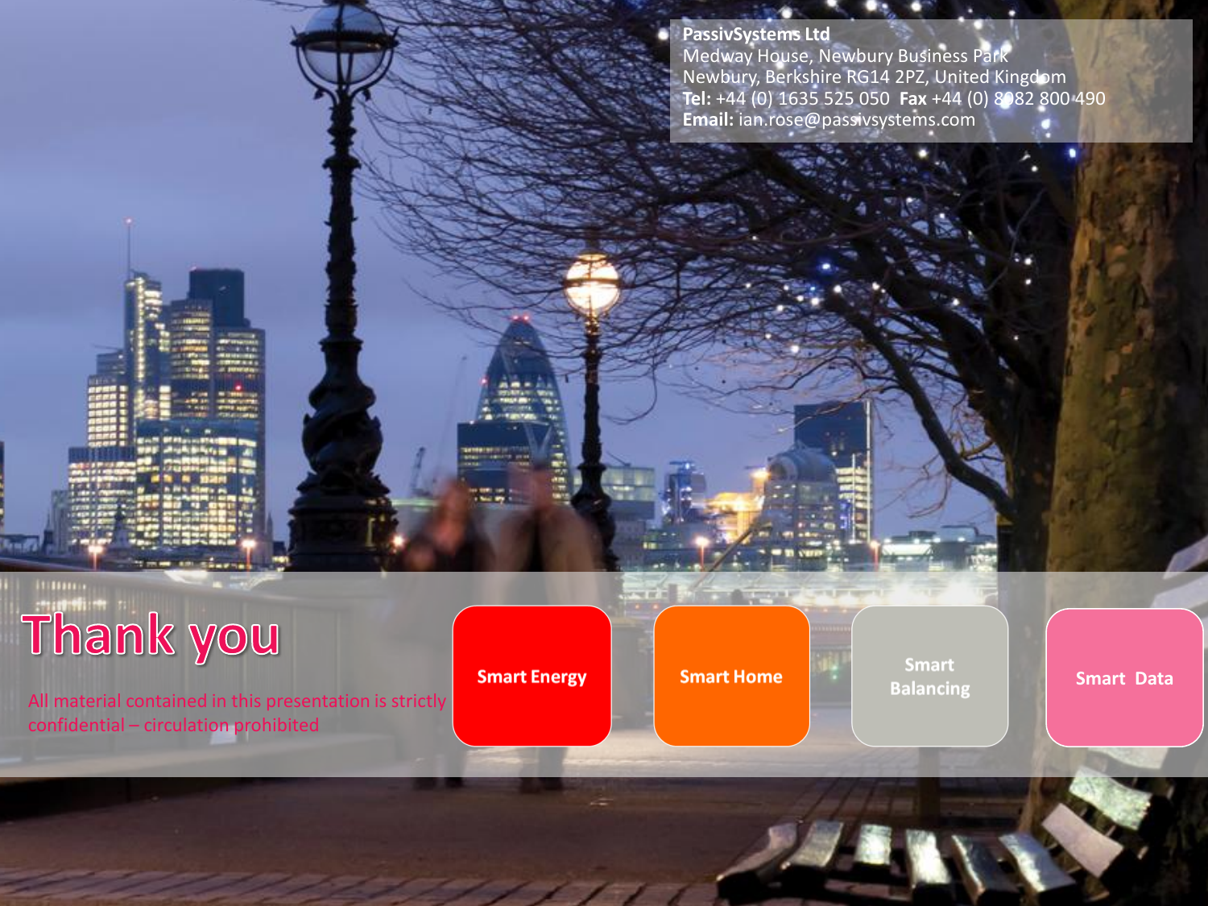**PassivSystems Ltd**
Medway House, Newbury Business Park
Newbury, Berkshire RG14 2PZ, United Kingdom
**Tel:** +44 (0) 1635 525 050 **Fax** +44 (0) 8982 800 490
**Email:** ian.rose@passivsystems.com

# Thank you

All material contained in this presentation is strictly confidential – circulation prohibited

Smart Energy

Smart Home

Smart Balancing

Smart Data